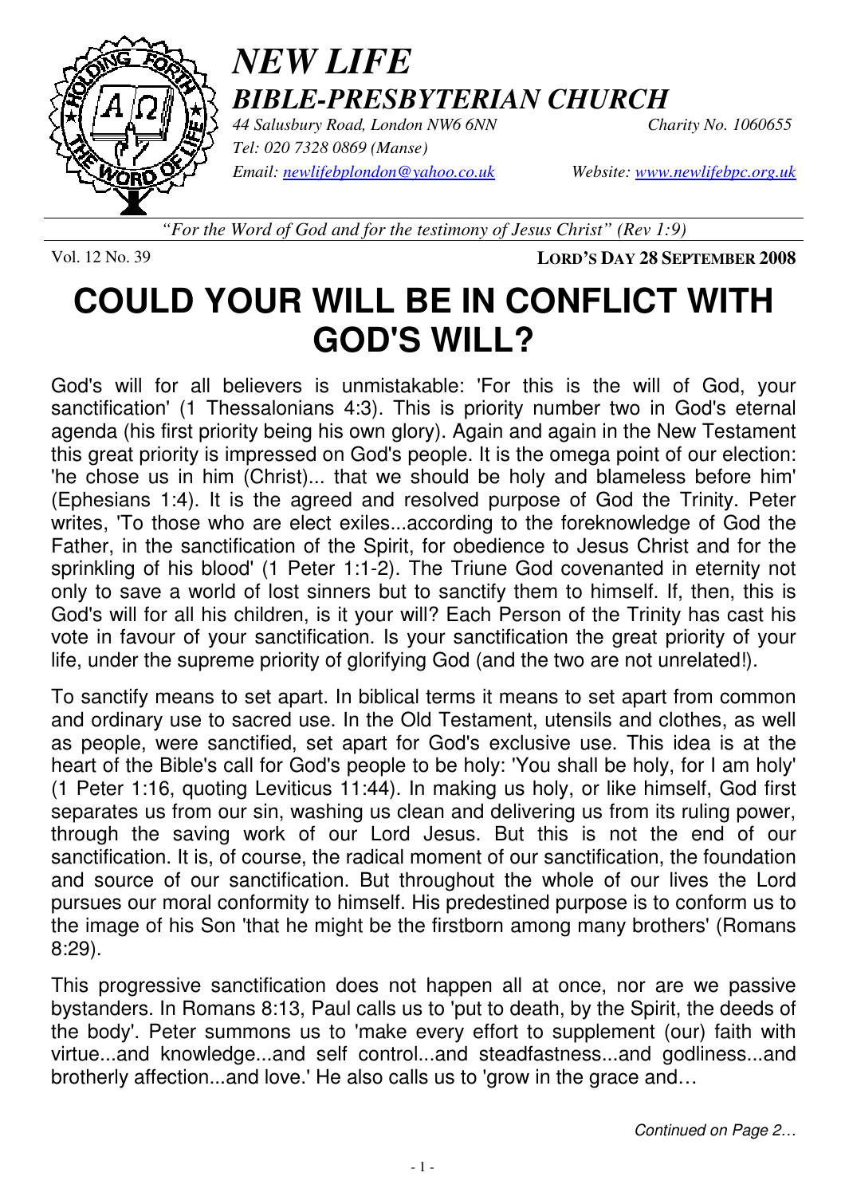# *NEW LIFE*
## *BIBLE-PRESBYTERIAN CHURCH*

*44 Salusbury Road, London NW6 6NN* *Charity No. 1060655*
*Tel: 020 7328 0869 (Manse)*
*Email: newlifebplondon@yahoo.co.uk* *Website: www.newlifebpc.org.uk*

*"For the Word of God and for the testimony of Jesus Christ" (Rev 1:9)*

Vol. 12 No. 39 **LORD'S DAY 28 SEPTEMBER 2008**

# COULD YOUR WILL BE IN CONFLICT WITH GOD'S WILL?

God's will for all believers is unmistakable: 'For this is the will of God, your sanctification' (1 Thessalonians 4:3). This is priority number two in God's eternal agenda (his first priority being his own glory). Again and again in the New Testament this great priority is impressed on God's people. It is the omega point of our election: 'he chose us in him (Christ)... that we should be holy and blameless before him' (Ephesians 1:4). It is the agreed and resolved purpose of God the Trinity. Peter writes, 'To those who are elect exiles...according to the foreknowledge of God the Father, in the sanctification of the Spirit, for obedience to Jesus Christ and for the sprinkling of his blood' (1 Peter 1:1-2). The Triune God covenanted in eternity not only to save a world of lost sinners but to sanctify them to himself. If, then, this is God's will for all his children, is it your will? Each Person of the Trinity has cast his vote in favour of your sanctification. Is your sanctification the great priority of your life, under the supreme priority of glorifying God (and the two are not unrelated!).

To sanctify means to set apart. In biblical terms it means to set apart from common and ordinary use to sacred use. In the Old Testament, utensils and clothes, as well as people, were sanctified, set apart for God's exclusive use. This idea is at the heart of the Bible's call for God's people to be holy: 'You shall be holy, for I am holy' (1 Peter 1:16, quoting Leviticus 11:44). In making us holy, or like himself, God first separates us from our sin, washing us clean and delivering us from its ruling power, through the saving work of our Lord Jesus. But this is not the end of our sanctification. It is, of course, the radical moment of our sanctification, the foundation and source of our sanctification. But throughout the whole of our lives the Lord pursues our moral conformity to himself. His predestined purpose is to conform us to the image of his Son 'that he might be the firstborn among many brothers' (Romans 8:29).

This progressive sanctification does not happen all at once, nor are we passive bystanders. In Romans 8:13, Paul calls us to 'put to death, by the Spirit, the deeds of the body'. Peter summons us to 'make every effort to supplement (our) faith with virtue...and knowledge...and self control...and steadfastness...and godliness...and brotherly affection...and love.' He also calls us to 'grow in the grace and…

*Continued on Page 2…*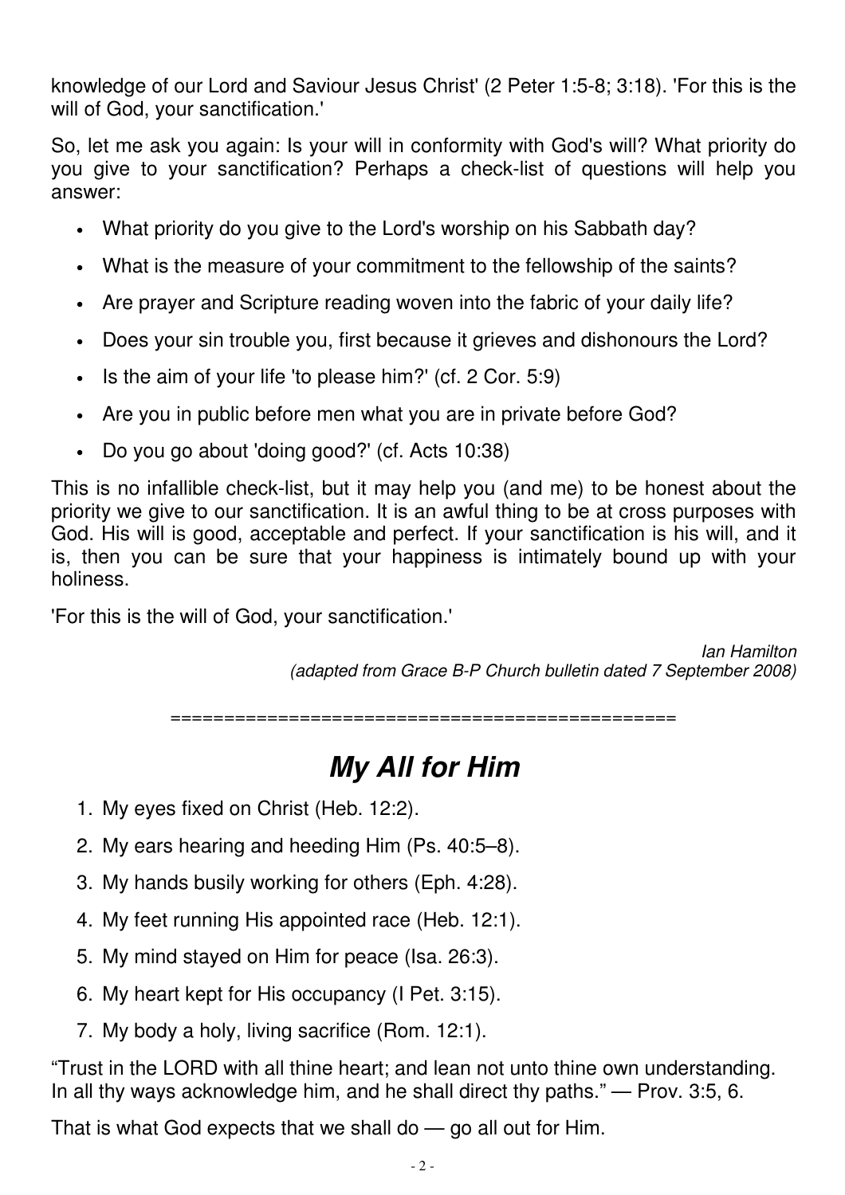knowledge of our Lord and Saviour Jesus Christ' (2 Peter 1:5-8; 3:18). 'For this is the will of God, your sanctification.'

So, let me ask you again: Is your will in conformity with God's will? What priority do you give to your sanctification? Perhaps a check-list of questions will help you answer:

- What priority do you give to the Lord's worship on his Sabbath day?
- What is the measure of your commitment to the fellowship of the saints?
- Are prayer and Scripture reading woven into the fabric of your daily life?
- Does your sin trouble you, first because it grieves and dishonours the Lord?
- Is the aim of your life 'to please him?' (cf. 2 Cor. 5:9)
- Are you in public before men what you are in private before God?
- Do you go about 'doing good?' (cf. Acts 10:38)

This is no infallible check-list, but it may help you (and me) to be honest about the priority we give to our sanctification. It is an awful thing to be at cross purposes with God. His will is good, acceptable and perfect. If your sanctification is his will, and it is, then you can be sure that your happiness is intimately bound up with your holiness.

'For this is the will of God, your sanctification.'

*Ian Hamilton*
*(adapted from Grace B-P Church bulletin dated 7 September 2008)*

================================================

# *My All for Him*

1. My eyes fixed on Christ (Heb. 12:2).
2. My ears hearing and heeding Him (Ps. 40:5–8).
3. My hands busily working for others (Eph. 4:28).
4. My feet running His appointed race (Heb. 12:1).
5. My mind stayed on Him for peace (Isa. 26:3).
6. My heart kept for His occupancy (I Pet. 3:15).
7. My body a holy, living sacrifice (Rom. 12:1).

“Trust in the LORD with all thine heart; and lean not unto thine own understanding. In all thy ways acknowledge him, and he shall direct thy paths.” — Prov. 3:5, 6.

That is what God expects that we shall do — go all out for Him.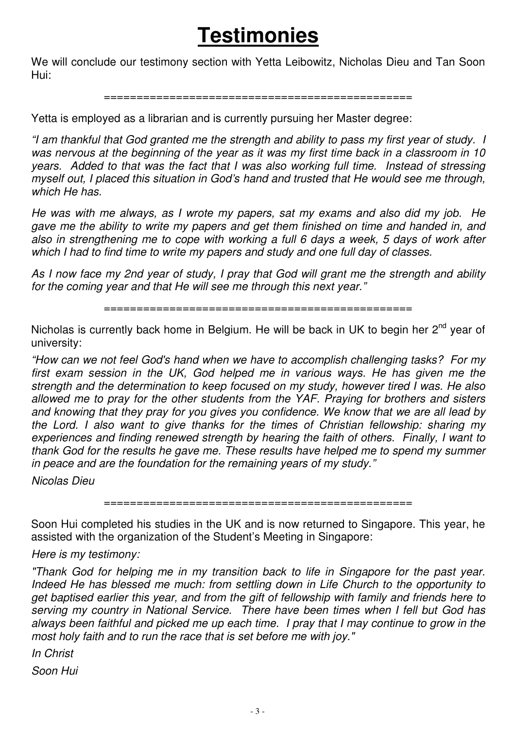# Testimonies

We will conclude our testimony section with Yetta Leibowitz, Nicholas Dieu and Tan Soon Hui:

================================================

Yetta is employed as a librarian and is currently pursuing her Master degree:

*"I am thankful that God granted me the strength and ability to pass my first year of study. I was nervous at the beginning of the year as it was my first time back in a classroom in 10 years. Added to that was the fact that I was also working full time. Instead of stressing myself out, I placed this situation in God's hand and trusted that He would see me through, which He has.*

*He was with me always, as I wrote my papers, sat my exams and also did my job. He gave me the ability to write my papers and get them finished on time and handed in, and also in strengthening me to cope with working a full 6 days a week, 5 days of work after which I had to find time to write my papers and study and one full day of classes.*

*As I now face my 2nd year of study, I pray that God will grant me the strength and ability for the coming year and that He will see me through this next year."*

================================================

Nicholas is currently back home in Belgium. He will be back in UK to begin her 2nd year of university:

*"How can we not feel God's hand when we have to accomplish challenging tasks? For my first exam session in the UK, God helped me in various ways. He has given me the strength and the determination to keep focused on my study, however tired I was. He also allowed me to pray for the other students from the YAF. Praying for brothers and sisters and knowing that they pray for you gives you confidence. We know that we are all lead by the Lord. I also want to give thanks for the times of Christian fellowship: sharing my experiences and finding renewed strength by hearing the faith of others. Finally, I want to thank God for the results he gave me. These results have helped me to spend my summer in peace and are the foundation for the remaining years of my study."*

*Nicolas Dieu*

================================================

Soon Hui completed his studies in the UK and is now returned to Singapore. This year, he assisted with the organization of the Student's Meeting in Singapore:

*Here is my testimony:*

*"Thank God for helping me in my transition back to life in Singapore for the past year. Indeed He has blessed me much: from settling down in Life Church to the opportunity to get baptised earlier this year, and from the gift of fellowship with family and friends here to serving my country in National Service. There have been times when I fell but God has always been faithful and picked me up each time. I pray that I may continue to grow in the most holy faith and to run the race that is set before me with joy."*

*In Christ*

*Soon Hui*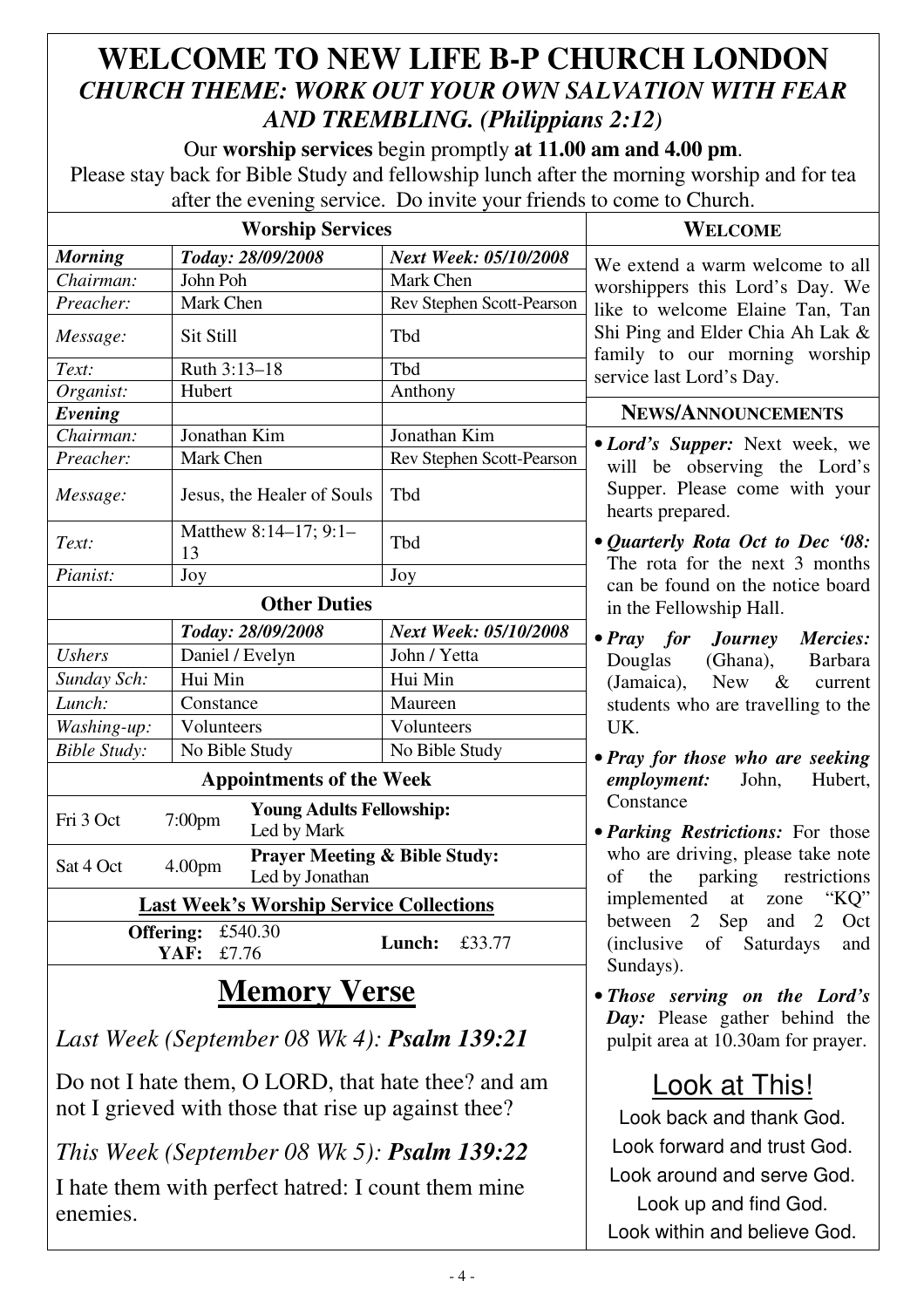# WELCOME TO NEW LIFE B-P CHURCH LONDON

## *CHURCH THEME: WORK OUT YOUR OWN SALVATION WITH FEAR AND TREMBLING. (Philippians 2:12)*

Our **worship services** begin promptly **at 11.00 am and 4.00 pm**.

Please stay back for Bible Study and fellowship lunch after the morning worship and for tea after the evening service. Do invite your friends to come to Church.

### Worship Services

| ***Morning*** | ***Today: 28/09/2008*** | ***Next Week: 05/10/2008*** |
|---|---|---|
| *Chairman:* | John Poh | Mark Chen |
| *Preacher:* | Mark Chen | Rev Stephen Scott-Pearson |
| *Message:* | Sit Still | Tbd |
| *Text:* | Ruth 3:13–18 | Tbd |
| *Organist:* | Hubert | Anthony |
| ***Evening*** | | |
| *Chairman:* | Jonathan Kim | Jonathan Kim |
| *Preacher:* | Mark Chen | Rev Stephen Scott-Pearson |
| *Message:* | Jesus, the Healer of Souls | Tbd |
| *Text:* | Matthew 8:14–17; 9:1–13 | Tbd |
| *Pianist:* | Joy | Joy |

### Other Duties

| | ***Today: 28/09/2008*** | ***Next Week: 05/10/2008*** |
|---|---|---|
| *Ushers* | Daniel / Evelyn | John / Yetta |
| *Sunday Sch:* | Hui Min | Hui Min |
| *Lunch:* | Constance | Maureen |
| *Washing-up:* | Volunteers | Volunteers |
| *Bible Study:* | No Bible Study | No Bible Study |

### Appointments of the Week

| | | |
|---|---|---|
| Fri 3 Oct | 7:00pm | **Young Adults Fellowship:** Led by Mark |
| Sat 4 Oct | 4.00pm | **Prayer Meeting & Bible Study:** Led by Jonathan |

### Last Week's Worship Service Collections

**Offering:** £540.30
**YAF:** £7.76
**Lunch:** £33.77

# Memory Verse

*Last Week (September 08 Wk 4): **Psalm 139:21***

Do not I hate them, O LORD, that hate thee? and am not I grieved with those that rise up against thee?

*This Week (September 08 Wk 5): **Psalm 139:22***

I hate them with perfect hatred: I count them mine enemies.

### WELCOME

We extend a warm welcome to all worshippers this Lord's Day. We like to welcome Elaine Tan, Tan Shi Ping and Elder Chia Ah Lak & family to our morning worship service last Lord's Day.

### NEWS/ANNOUNCEMENTS

- ***Lord's Supper:*** Next week, we will be observing the Lord's Supper. Please come with your hearts prepared.
- ***Quarterly Rota Oct to Dec '08:*** The rota for the next 3 months can be found on the notice board in the Fellowship Hall.
- ***Pray for Journey Mercies:*** Douglas (Ghana), Barbara (Jamaica), New & current students who are travelling to the UK.
- ***Pray for those who are seeking employment:*** John, Hubert, Constance
- ***Parking Restrictions:*** For those who are driving, please take note of the parking restrictions implemented at zone "KQ" between 2 Sep and 2 Oct (inclusive of Saturdays and Sundays).
- ***Those serving on the Lord's Day:*** Please gather behind the pulpit area at 10.30am for prayer.

## Look at This!

Look back and thank God.
Look forward and trust God.
Look around and serve God.
Look up and find God.
Look within and believe God.